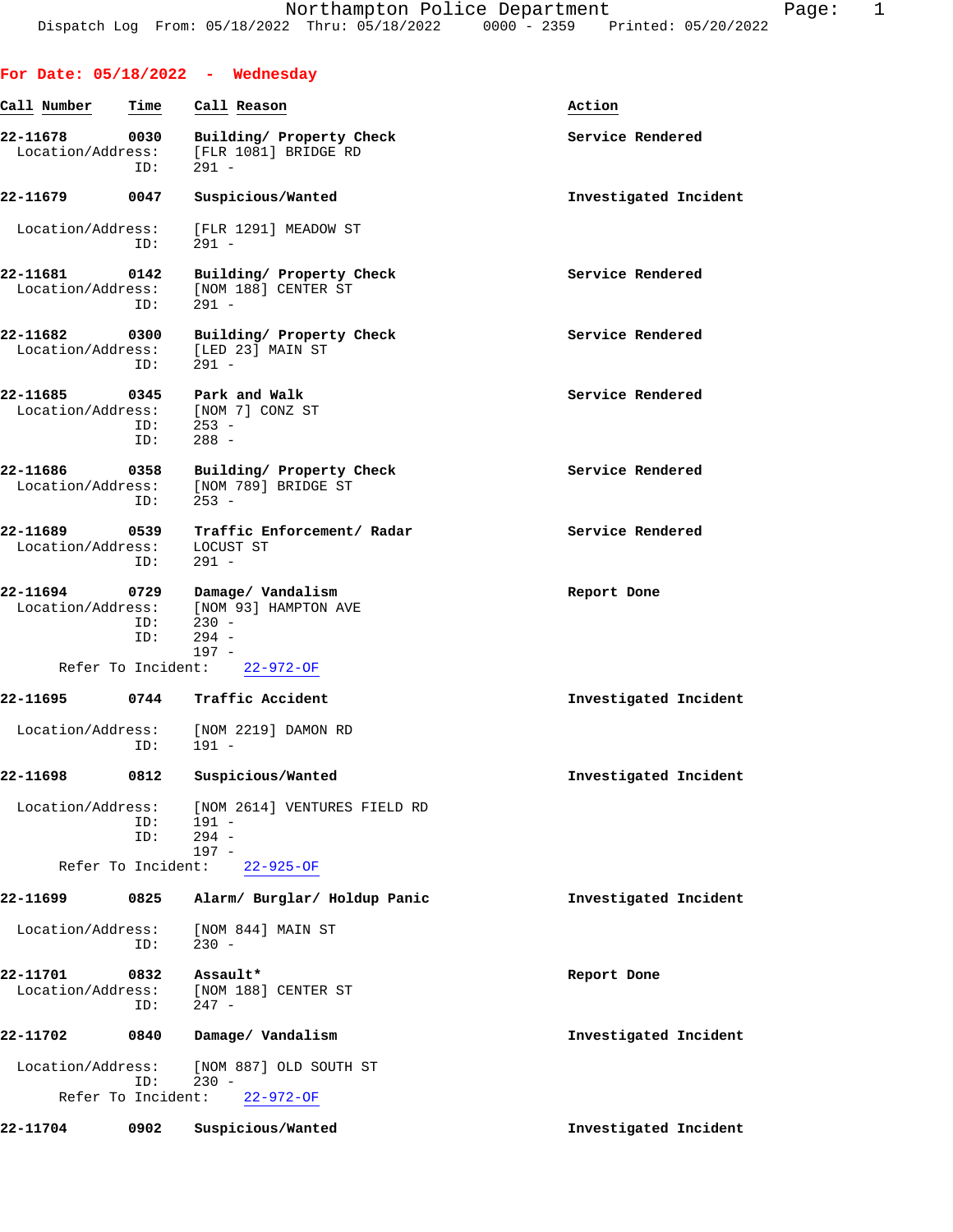Northampton Police Department
Dispatch Log From: 05/18/2022 Thru: 05/18/2022 0000 - 2359 Printed: 05/20/2022

**For Date: 05/18/2022 - Wednesday**

| Call Number | Time | Call Reason | Action |
|---|---|---|---|
| 22-11678 | 0030 | Building/ Property Check | Service Rendered |

Location/Address: [FLR 1081] BRIDGE RD
ID: 291 -

| 22-11679 | 0047 | Suspicious/Wanted | Investigated Incident |
|---|---|---|---|

Location/Address: [FLR 1291] MEADOW ST
ID: 291 -

| 22-11681 | 0142 | Building/ Property Check | Service Rendered |
|---|---|---|---|

Location/Address: [NOM 188] CENTER ST
ID: 291 -

| 22-11682 | 0300 | Building/ Property Check | Service Rendered |
|---|---|---|---|

Location/Address: [LED 23] MAIN ST
ID: 291 -

| 22-11685 | 0345 | Park and Walk | Service Rendered |
|---|---|---|---|

Location/Address: [NOM 7] CONZ ST
ID: 253 -
ID: 288 -

| 22-11686 | 0358 | Building/ Property Check | Service Rendered |
|---|---|---|---|

Location/Address: [NOM 789] BRIDGE ST
ID: 253 -

| 22-11689 | 0539 | Traffic Enforcement/ Radar | Service Rendered |
|---|---|---|---|

Location/Address: LOCUST ST
ID: 291 -

| 22-11694 | 0729 | Damage/ Vandalism | Report Done |
|---|---|---|---|

Location/Address: [NOM 93] HAMPTON AVE
ID: 230 -
ID: 294 -
197 -
Refer To Incident: 22-972-OF

| 22-11695 | 0744 | Traffic Accident | Investigated Incident |
|---|---|---|---|

Location/Address: [NOM 2219] DAMON RD
ID: 191 -

| 22-11698 | 0812 | Suspicious/Wanted | Investigated Incident |
|---|---|---|---|

Location/Address: [NOM 2614] VENTURES FIELD RD
ID: 191 -
ID: 294 -
197 -
Refer To Incident: 22-925-OF

| 22-11699 | 0825 | Alarm/ Burglar/ Holdup Panic | Investigated Incident |
|---|---|---|---|

Location/Address: [NOM 844] MAIN ST
ID: 230 -

| 22-11701 | 0832 | Assault* | Report Done |
|---|---|---|---|

Location/Address: [NOM 188] CENTER ST
ID: 247 -

| 22-11702 | 0840 | Damage/ Vandalism | Investigated Incident |
|---|---|---|---|

Location/Address: [NOM 887] OLD SOUTH ST
ID: 230 -
Refer To Incident: 22-972-OF

| 22-11704 | 0902 | Suspicious/Wanted | Investigated Incident |
|---|---|---|---|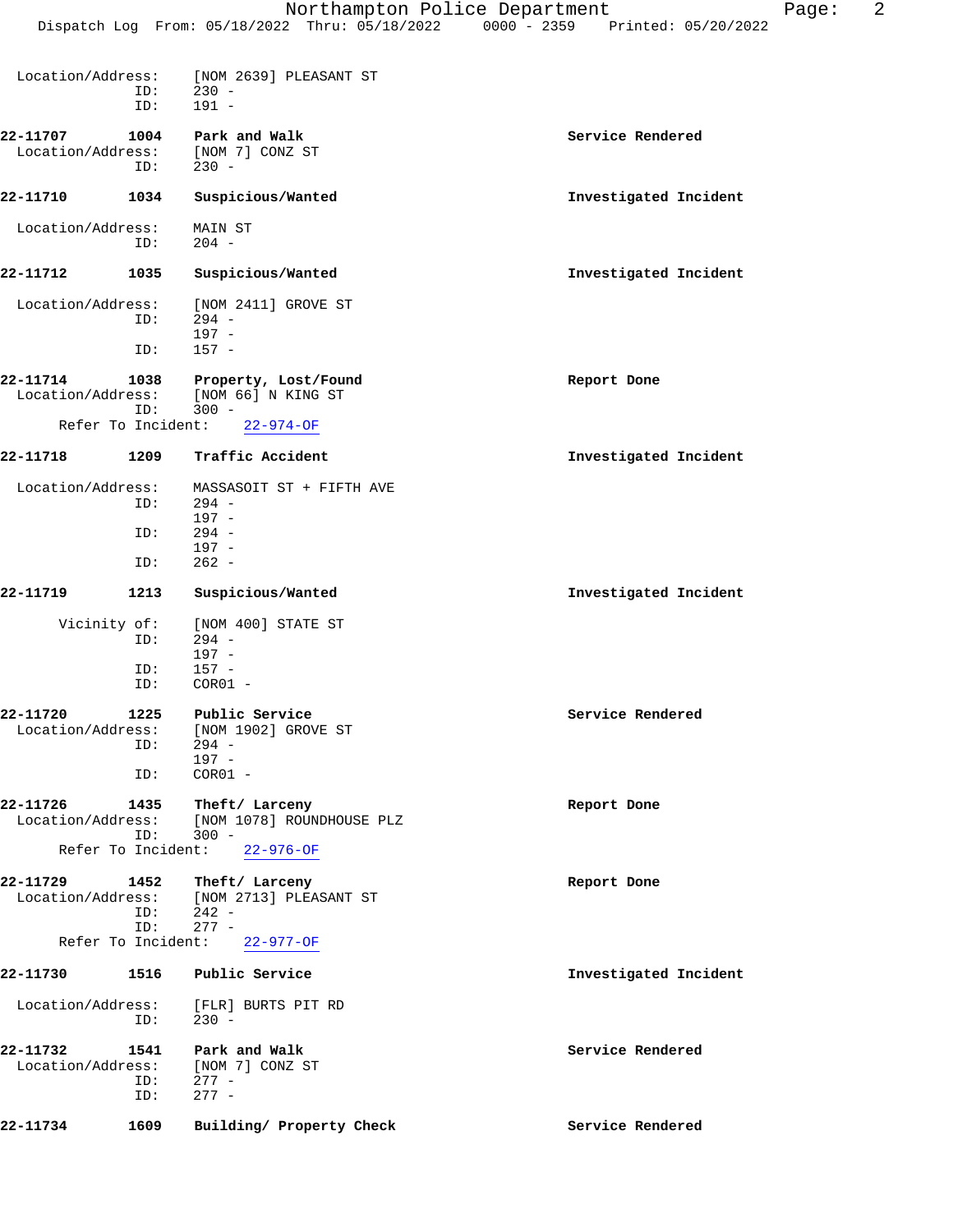Location/Address: [NOM 2639] PLEASANT ST
ID: 230 -
ID: 191 -

**22-11707 1004 Park and Walk** **Service Rendered**
Location/Address: [NOM 7] CONZ ST
ID: 230 -

**22-11710 1034 Suspicious/Wanted** **Investigated Incident**

Location/Address: MAIN ST
ID: 204 -

**22-11712 1035 Suspicious/Wanted** **Investigated Incident**

Location/Address: [NOM 2411] GROVE ST
ID: 294 -
197 -
ID: 157 -

**22-11714 1038 Property, Lost/Found** **Report Done**
Location/Address: [NOM 66] N KING ST
ID: 300 -
Refer To Incident: 22-974-OF

**22-11718 1209 Traffic Accident** **Investigated Incident**

Location/Address: MASSASOIT ST + FIFTH AVE
ID: 294 -
197 -
ID: 294 -
197 -
ID: 262 -

**22-11719 1213 Suspicious/Wanted** **Investigated Incident**

Vicinity of: [NOM 400] STATE ST
ID: 294 -
197 -
ID: 157 -
ID: COR01 -

**22-11720 1225 Public Service** **Service Rendered**
Location/Address: [NOM 1902] GROVE ST
ID: 294 -
197 -
ID: COR01 -

**22-11726 1435 Theft/ Larceny** **Report Done**
Location/Address: [NOM 1078] ROUNDHOUSE PLZ
ID: 300 -
Refer To Incident: 22-976-OF

**22-11729 1452 Theft/ Larceny** **Report Done**
Location/Address: [NOM 2713] PLEASANT ST
ID: 242 -
ID: 277 -
Refer To Incident: 22-977-OF

**22-11730 1516 Public Service** **Investigated Incident**

Location/Address: [FLR] BURTS PIT RD
ID: 230 -

**22-11732 1541 Park and Walk** **Service Rendered**
Location/Address: [NOM 7] CONZ ST
ID: 277 -
ID: 277 -

**22-11734 1609 Building/ Property Check** **Service Rendered**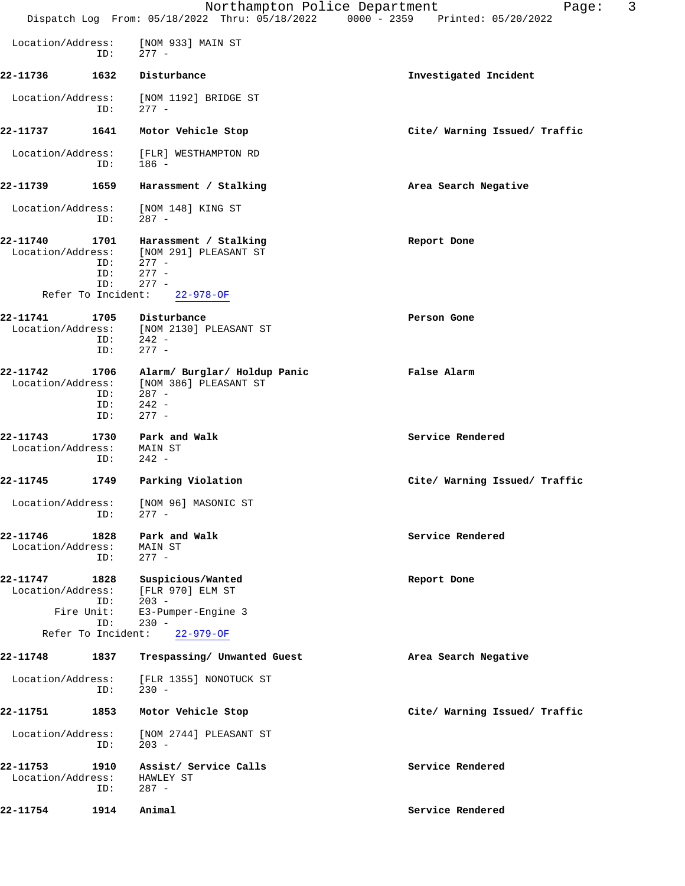Location/Address: [NOM 933] MAIN ST
ID: 277 -

**22-11736 1632 Disturbance** — **Investigated Incident**

Location/Address: [NOM 1192] BRIDGE ST
ID: 277 -

**22-11737 1641 Motor Vehicle Stop** — **Cite/ Warning Issued/ Traffic**

Location/Address: [FLR] WESTHAMPTON RD
ID: 186 -

**22-11739 1659 Harassment / Stalking** — **Area Search Negative**

Location/Address: [NOM 148] KING ST
ID: 287 -

**22-11740 1701 Harassment / Stalking** — **Report Done**

Location/Address: [NOM 291] PLEASANT ST
ID: 277 -
ID: 277 -
ID: 277 -
Refer To Incident: 22-978-OF

**22-11741 1705 Disturbance** — **Person Gone**

Location/Address: [NOM 2130] PLEASANT ST
ID: 242 -
ID: 277 -

**22-11742 1706 Alarm/ Burglar/ Holdup Panic** — **False Alarm**

Location/Address: [NOM 386] PLEASANT ST
ID: 287 -
ID: 242 -
ID: 277 -

**22-11743 1730 Park and Walk** — **Service Rendered**

Location/Address: MAIN ST
ID: 242 -

**22-11745 1749 Parking Violation** — **Cite/ Warning Issued/ Traffic**

Location/Address: [NOM 96] MASONIC ST
ID: 277 -

**22-11746 1828 Park and Walk** — **Service Rendered**

Location/Address: MAIN ST
ID: 277 -

**22-11747 1828 Suspicious/Wanted** — **Report Done**

Location/Address: [FLR 970] ELM ST
ID: 203 -
Fire Unit: E3-Pumper-Engine 3
ID: 230 -
Refer To Incident: 22-979-OF

**22-11748 1837 Trespassing/ Unwanted Guest** — **Area Search Negative**

Location/Address: [FLR 1355] NONOTUCK ST
ID: 230 -

**22-11751 1853 Motor Vehicle Stop** — **Cite/ Warning Issued/ Traffic**

Location/Address: [NOM 2744] PLEASANT ST
ID: 203 -

**22-11753 1910 Assist/ Service Calls** — **Service Rendered**

Location/Address: HAWLEY ST
ID: 287 -

**22-11754 1914 Animal** — **Service Rendered**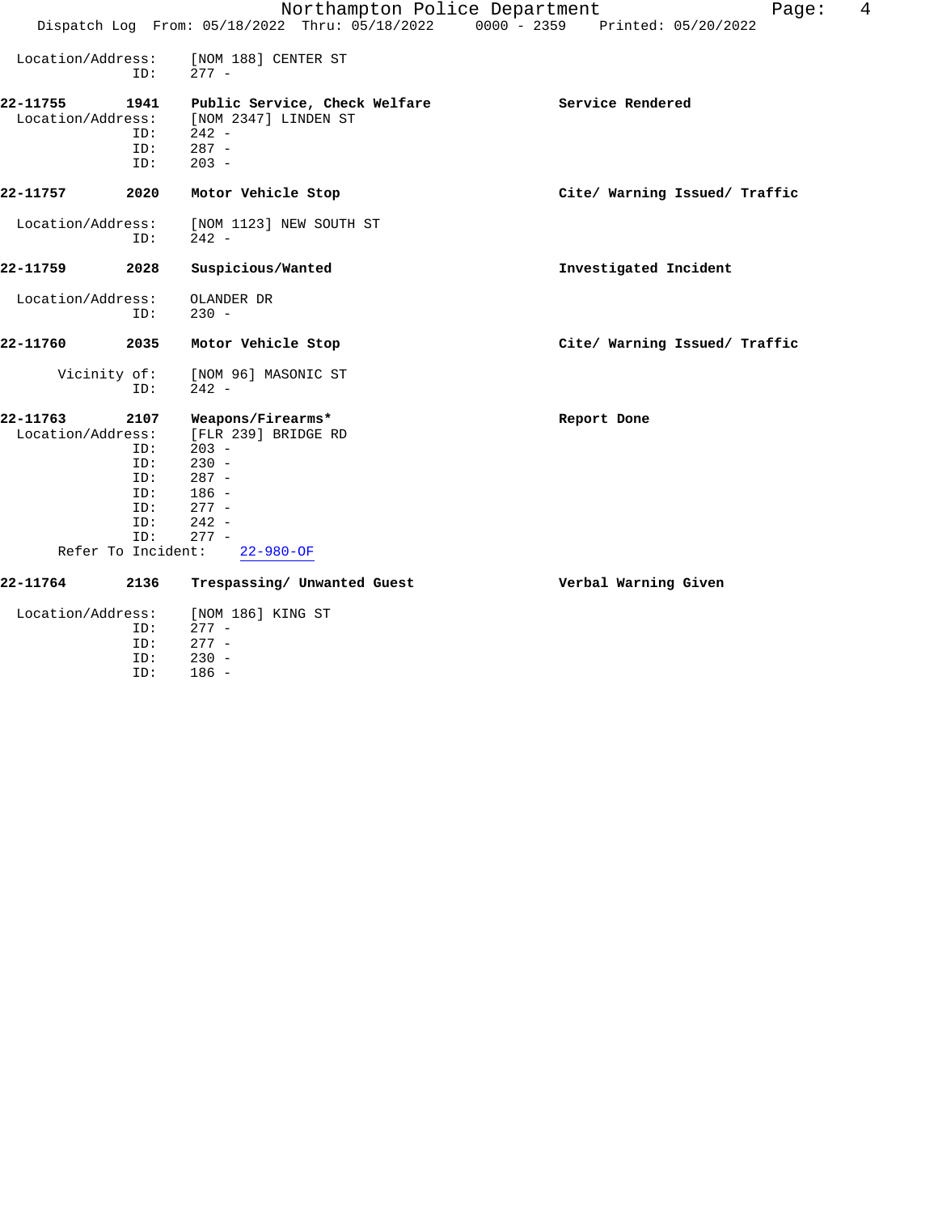Location/Address: [NOM 188] CENTER ST
ID: 277 -

**22-11755 1941 Public Service, Check Welfare** **Service Rendered**
Location/Address: [NOM 2347] LINDEN ST
ID: 242 -
ID: 287 -
ID: 203 -

**22-11757 2020 Motor Vehicle Stop** **Cite/ Warning Issued/ Traffic**

Location/Address: [NOM 1123] NEW SOUTH ST
ID: 242 -

**22-11759 2028 Suspicious/Wanted** **Investigated Incident**

Location/Address: OLANDER DR
ID: 230 -

**22-11760 2035 Motor Vehicle Stop** **Cite/ Warning Issued/ Traffic**

Vicinity of: [NOM 96] MASONIC ST
ID: 242 -

**22-11763 2107 Weapons/Firearms*** **Report Done**
Location/Address: [FLR 239] BRIDGE RD
ID: 203 -
ID: 230 -
ID: 287 -
ID: 186 -
ID: 277 -
ID: 242 -
ID: 277 -
Refer To Incident: 22-980-OF

**22-11764 2136 Trespassing/ Unwanted Guest** **Verbal Warning Given**

Location/Address: [NOM 186] KING ST
ID: 277 -
ID: 277 -
ID: 230 -
ID: 186 -